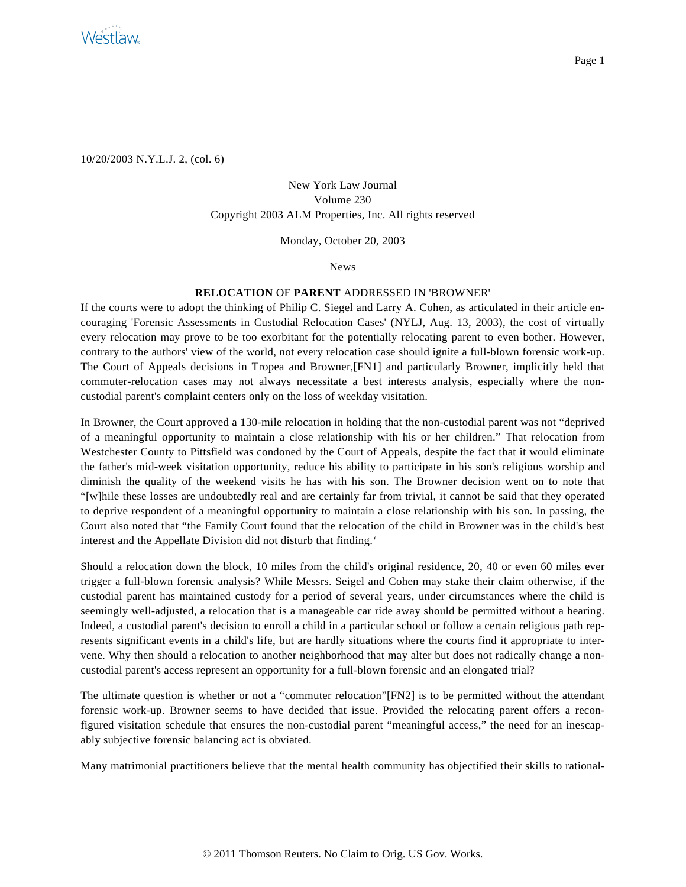10/20/2003 N.Y.L.J. 2, (col. 6)

New York Law Journal
Volume 230
Copyright 2003 ALM Properties, Inc. All rights reserved

Monday, October 20, 2003

News

## **RELOCATION** OF **PARENT** ADDRESSED IN 'BROWNER'

If the courts were to adopt the thinking of Philip C. Siegel and Larry A. Cohen, as articulated in their article encouraging 'Forensic Assessments in Custodial Relocation Cases' (NYLJ, Aug. 13, 2003), the cost of virtually every relocation may prove to be too exorbitant for the potentially relocating parent to even bother. However, contrary to the authors' view of the world, not every relocation case should ignite a full-blown forensic work-up. The Court of Appeals decisions in Tropea and Browner,[FN1] and particularly Browner, implicitly held that commuter-relocation cases may not always necessitate a best interests analysis, especially where the non-custodial parent's complaint centers only on the loss of weekday visitation.

In Browner, the Court approved a 130-mile relocation in holding that the non-custodial parent was not "deprived of a meaningful opportunity to maintain a close relationship with his or her children." That relocation from Westchester County to Pittsfield was condoned by the Court of Appeals, despite the fact that it would eliminate the father's mid-week visitation opportunity, reduce his ability to participate in his son's religious worship and diminish the quality of the weekend visits he has with his son. The Browner decision went on to note that "[w]hile these losses are undoubtedly real and are certainly far from trivial, it cannot be said that they operated to deprive respondent of a meaningful opportunity to maintain a close relationship with his son. In passing, the Court also noted that "the Family Court found that the relocation of the child in Browner was in the child's best interest and the Appellate Division did not disturb that finding.'

Should a relocation down the block, 10 miles from the child's original residence, 20, 40 or even 60 miles ever trigger a full-blown forensic analysis? While Messrs. Seigel and Cohen may stake their claim otherwise, if the custodial parent has maintained custody for a period of several years, under circumstances where the child is seemingly well-adjusted, a relocation that is a manageable car ride away should be permitted without a hearing. Indeed, a custodial parent's decision to enroll a child in a particular school or follow a certain religious path represents significant events in a child's life, but are hardly situations where the courts find it appropriate to intervene. Why then should a relocation to another neighborhood that may alter but does not radically change a non-custodial parent's access represent an opportunity for a full-blown forensic and an elongated trial?

The ultimate question is whether or not a "commuter relocation"[FN2] is to be permitted without the attendant forensic work-up. Browner seems to have decided that issue. Provided the relocating parent offers a reconfigured visitation schedule that ensures the non-custodial parent "meaningful access," the need for an inescapably subjective forensic balancing act is obviated.

Many matrimonial practitioners believe that the mental health community has objectified their skills to rational-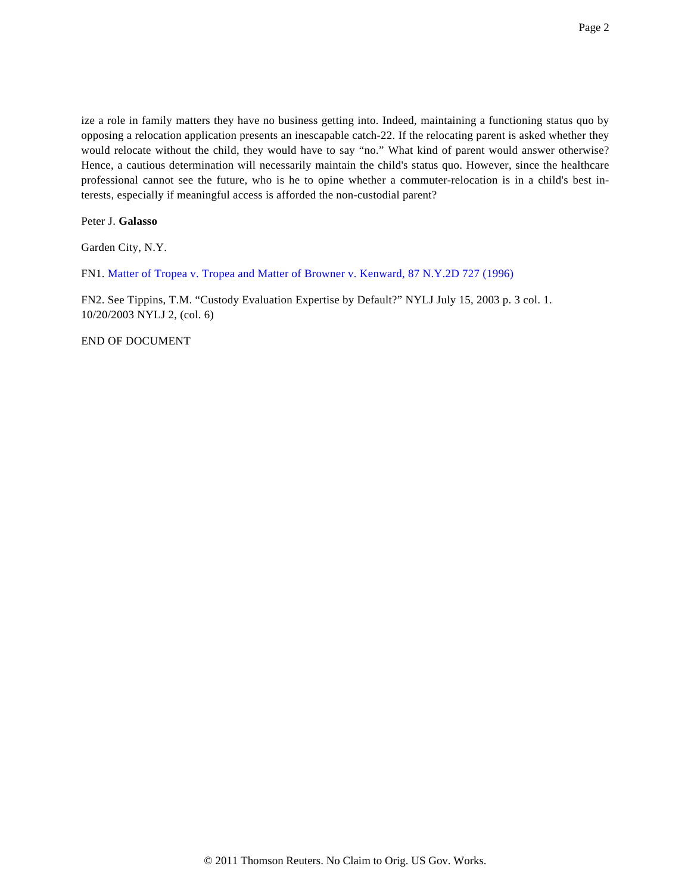ize a role in family matters they have no business getting into. Indeed, maintaining a functioning status quo by opposing a relocation application presents an inescapable catch-22. If the relocating parent is asked whether they would relocate without the child, they would have to say "no." What kind of parent would answer otherwise? Hence, a cautious determination will necessarily maintain the child's status quo. However, since the healthcare professional cannot see the future, who is he to opine whether a commuter-relocation is in a child's best interests, especially if meaningful access is afforded the non-custodial parent?

Peter J. **Galasso**

Garden City, N.Y.

FN1. Matter of Tropea v. Tropea and Matter of Browner v. Kenward, 87 N.Y.2D 727 (1996)

FN2. See Tippins, T.M. "Custody Evaluation Expertise by Default?" NYLJ July 15, 2003 p. 3 col. 1.
10/20/2003 NYLJ 2, (col. 6)

END OF DOCUMENT